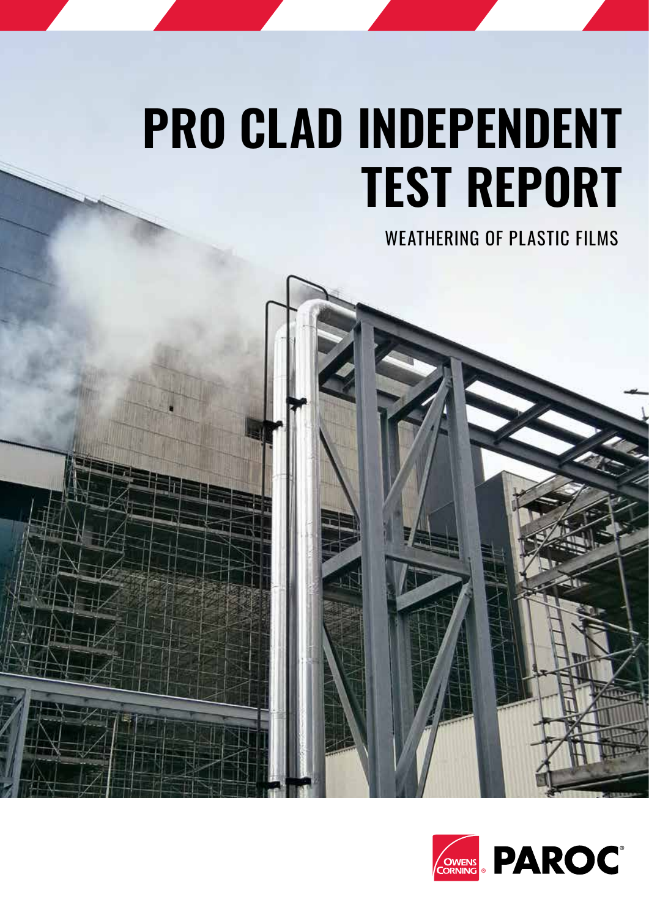# PRO CLAD INDEPENDENT TEST REPORT

WEATHERING OF PLASTIC FILMS

OWENS CORNING PAROC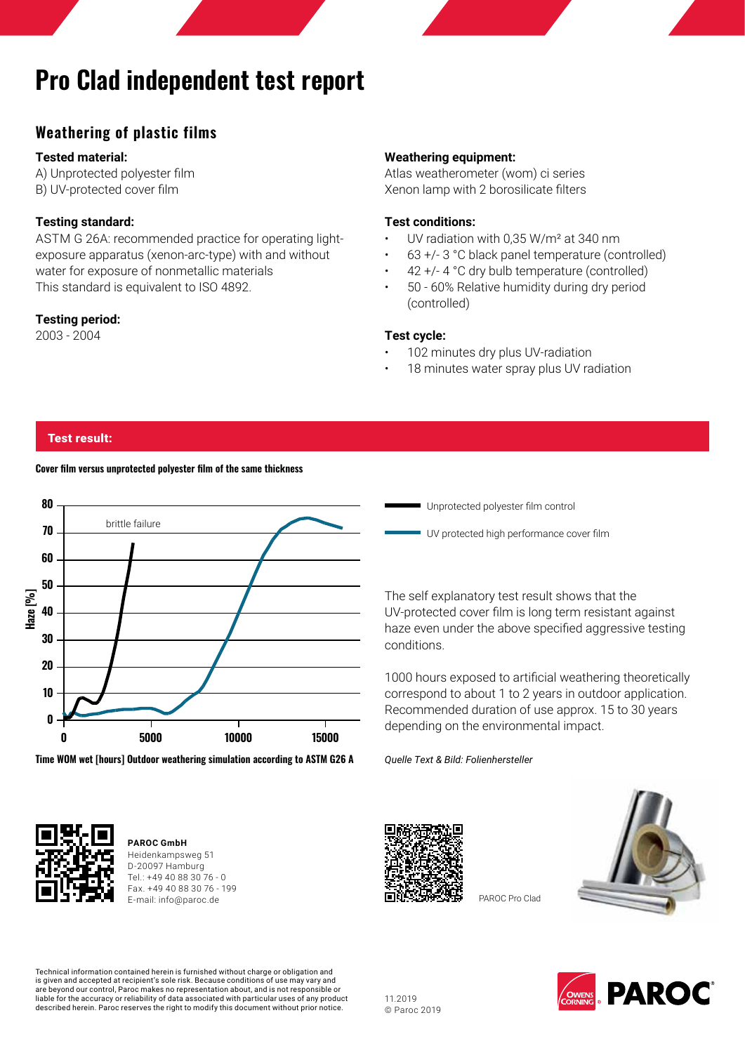# Pro Clad independent test report

## Weathering of plastic films

**Tested material:**
A) Unprotected polyester film
B) UV-protected cover film

**Testing standard:**
ASTM G 26A: recommended practice for operating light-exposure apparatus (xenon-arc-type) with and without water for exposure of nonmetallic materials
This standard is equivalent to ISO 4892.

**Testing period:**
2003 - 2004

**Weathering equipment:**
Atlas weatherometer (wom) ci series
Xenon lamp with 2 borosilicate filters

**Test conditions:**

- UV radiation with 0,35 W/m² at 340 nm
- 63 +/- 3 °C black panel temperature (controlled)
- 42 +/- 4 °C dry bulb temperature (controlled)
- 50 - 60% Relative humidity during dry period (controlled)

**Test cycle:**

- 102 minutes dry plus UV-radiation
- 18 minutes water spray plus UV radiation

**Test result:**

**Cover film versus unprotected polyester film of the same thickness**

Haze [%]
80
70
60
50
40
30
20
10
0
brittle failure
0
5000
10000
15000

Unprotected polyester film control
UV protected high performance cover film

**Time WOM wet [hours] Outdoor weathering simulation according to ASTM G26 A**

The self explanatory test result shows that the UV-protected cover film is long term resistant against haze even under the above specified aggressive testing conditions.

1000 hours exposed to artificial weathering theoretically correspond to about 1 to 2 years in outdoor application. Recommended duration of use approx. 15 to 30 years depending on the environmental impact.

*Quelle Text & Bild: Folienhersteller*

**PAROC GmbH**
Heidenkampsweg 51
D-20097 Hamburg
Tel.: +49 40 88 30 76 - 0
Fax. +49 40 88 30 76 - 199
E-mail: info@paroc.de

PAROC Pro Clad

Technical information contained herein is furnished without charge or obligation and is given and accepted at recipient's sole risk. Because conditions of use may vary and are beyond our control, Paroc makes no representation about, and is not responsible or liable for the accuracy or reliability of data associated with particular uses of any product described herein. Paroc reserves the right to modify this document without prior notice.

11.2019
© Paroc 2019